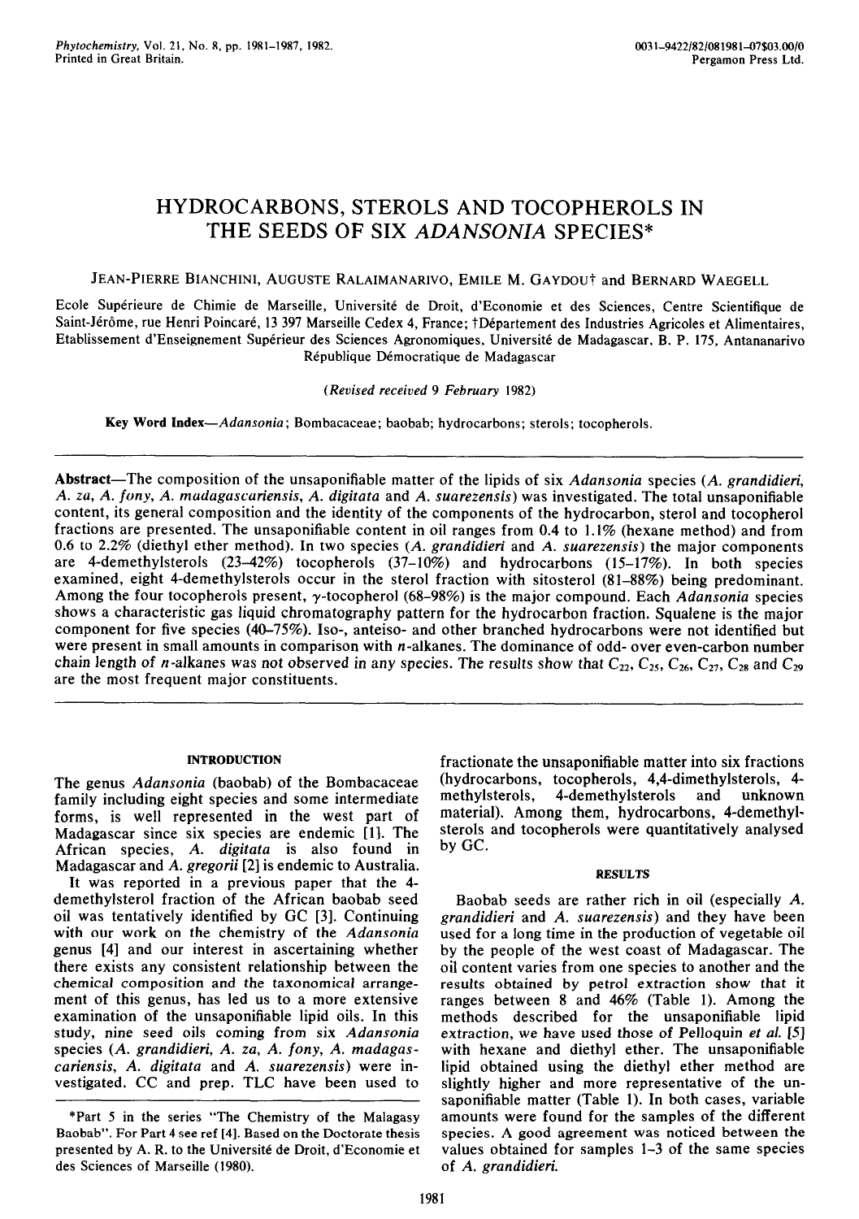# HYDROCARBONS, STEROLS AND TOCOPHEROLS IN THE SEEDS OF SIX *ADANSONIA* SPECIES*

JEAN-PIERRE BIANCHINI, AUGUSTE RALAIMANARIVO, EMILE M. GAYDOU† and BERNARD WAEGELL

Ecole Supérieure de Chimie de Marseille, Université de Droit, d'Economie et des Sciences, Centre Scientifique de Saint-Jérôme, rue Henri Poincaré, 13 397 Marseille Cedex 4, France; †Département des Industries Agricoles et Alimentaires, Etablissement d'Enseignement Supérieur des Sciences Agronomiques, Université de Madagascar, B. P. 175, Antananarivo République Démocratique de Madagascar

(*Revised received 9 February 1982*)

**Key Word Index**—*Adansonia*; Bombacaceae; baobab; hydrocarbons; sterols; tocopherols.

**Abstract**—The composition of the unsaponifiable matter of the lipids of six *Adansonia* species (*A. grandidieri*, *A. za*, *A. fony*, *A. madagascariensis*, *A. digitata* and *A. suarezensis*) was investigated. The total unsaponifiable content, its general composition and the identity of the components of the hydrocarbon, sterol and tocopherol fractions are presented. The unsaponifiable content in oil ranges from 0.4 to 1.1% (hexane method) and from 0.6 to 2.2% (diethyl ether method). In two species (*A. grandidieri* and *A. suarezensis*) the major components are 4-demethylsterols (23–42%) tocopherols (37–10%) and hydrocarbons (15–17%). In both species examined, eight 4-demethylsterols occur in the sterol fraction with sitosterol (81–88%) being predominant. Among the four tocopherols present, γ-tocopherol (68–98%) is the major compound. Each *Adansonia* species shows a characteristic gas liquid chromatography pattern for the hydrocarbon fraction. Squalene is the major component for five species (40–75%). Iso-, anteiso- and other branched hydrocarbons were not identified but were present in small amounts in comparison with *n*-alkanes. The dominance of odd- over even-carbon number chain length of *n*-alkanes was not observed in any species. The results show that $C_{22}$, $C_{25}$, $C_{26}$, $C_{27}$, $C_{28}$ and $C_{29}$ are the most frequent major constituents.

## INTRODUCTION

The genus *Adansonia* (baobab) of the Bombacaceae family including eight species and some intermediate forms, is well represented in the west part of Madagascar since six species are endemic [1]. The African species, *A. digitata* is also found in Madagascar and *A. gregorii* [2] is endemic to Australia.

It was reported in a previous paper that the 4-demethylsterol fraction of the African baobab seed oil was tentatively identified by GC [3]. Continuing with our work on the chemistry of the *Adansonia* genus [4] and our interest in ascertaining whether there exists any consistent relationship between the chemical composition and the taxonomical arrangement of this genus, has led us to a more extensive examination of the unsaponifiable lipid oils. In this study, nine seed oils coming from six *Adansonia* species (*A. grandidieri*, *A. za*, *A. fony*, *A. madagascariensis*, *A. digitata* and *A. suarezensis*) were investigated. CC and prep. TLC have been used to fractionate the unsaponifiable matter into six fractions (hydrocarbons, tocopherols, 4,4-dimethylsterols, 4-methylsterols, 4-demethylsterols and unknown material). Among them, hydrocarbons, 4-demethylsterols and tocopherols were quantitatively analysed by GC.

## RESULTS

Baobab seeds are rather rich in oil (especially *A. grandidieri* and *A. suarezensis*) and they have been used for a long time in the production of vegetable oil by the people of the west coast of Madagascar. The oil content varies from one species to another and the results obtained by petrol extraction show that it ranges between 8 and 46% (Table 1). Among the methods described for the unsaponifiable lipid extraction, we have used those of Pelloquin *et al.* [5] with hexane and diethyl ether. The unsaponifiable lipid obtained using the diethyl ether method are slightly higher and more representative of the unsaponifiable matter (Table 1). In both cases, variable amounts were found for the samples of the different species. A good agreement was noticed between the values obtained for samples 1–3 of the same species of *A. grandidieri*.

*Part 5 in the series "The Chemistry of the Malagasy Baobab". For Part 4 see ref [4]. Based on the Doctorate thesis presented by A. R. to the Université de Droit, d'Economie et des Sciences de Marseille (1980).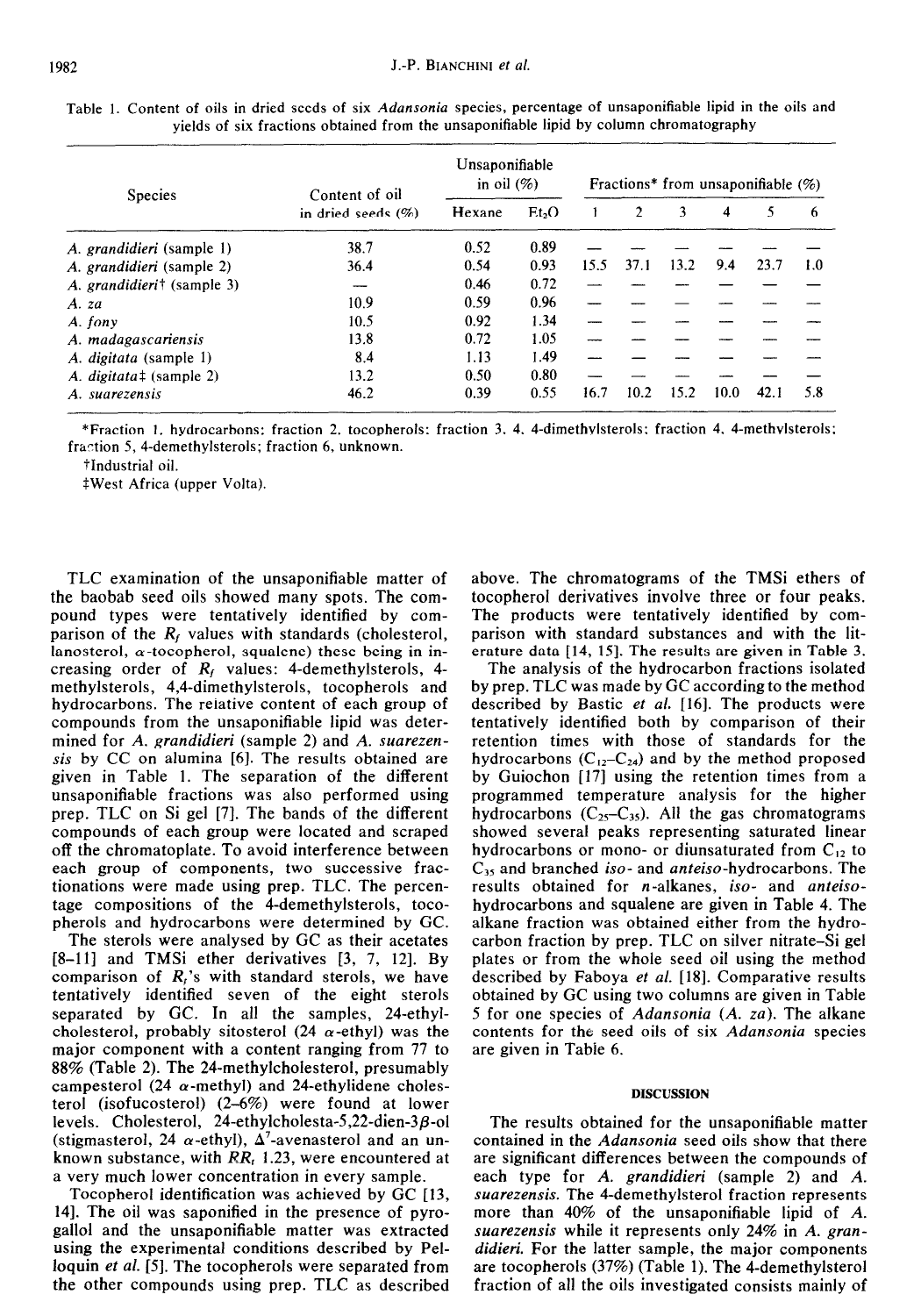Table 1. Content of oils in dried seeds of six *Adansonia* species, percentage of unsaponifiable lipid in the oils and yields of six fractions obtained from the unsaponifiable lipid by column chromatography

| Species | Content of oil in dried seeds (%) | Unsaponifiable in oil (%) | | Fractions* from unsaponifiable (%) | | | | | |
|---|---|---|---|---|---|---|---|---|---|
| | | Hexane | $Et_2O$ | 1 | 2 | 3 | 4 | 5 | 6 |
| *A. grandidieri* (sample 1) | 38.7 | 0.52 | 0.89 | — | — | — | — | — | — |
| *A. grandidieri* (sample 2) | 36.4 | 0.54 | 0.93 | 15.5 | 37.1 | 13.2 | 9.4 | 23.7 | 1.0 |
| *A. grandidieri*† (sample 3) | — | 0.46 | 0.72 | — | — | — | — | — | — |
| *A. za* | 10.9 | 0.59 | 0.96 | — | — | — | — | — | — |
| *A. fony* | 10.5 | 0.92 | 1.34 | — | — | — | — | — | — |
| *A. madagascariensis* | 13.8 | 0.72 | 1.05 | — | — | — | — | — | — |
| *A. digitata* (sample 1) | 8.4 | 1.13 | 1.49 | — | — | — | — | — | — |
| *A. digitata*‡ (sample 2) | 13.2 | 0.50 | 0.80 | — | — | — | — | — | — |
| *A. suarezensis* | 46.2 | 0.39 | 0.55 | 16.7 | 10.2 | 15.2 | 10.0 | 42.1 | 5.8 |

*Fraction 1, hydrocarbons; fraction 2, tocopherols; fraction 3, 4, 4-dimethylsterols; fraction 4, 4-methylsterols; fraction 5, 4-demethylsterols; fraction 6, unknown.

†Industrial oil.

‡West Africa (upper Volta).

TLC examination of the unsaponifiable matter of the baobab seed oils showed many spots. The compound types were tentatively identified by comparison of the $R_f$ values with standards (cholesterol, lanosterol, $\alpha$-tocopherol, squalene) these being in increasing order of $R_f$ values: 4-demethylsterols, 4-methylsterols, 4,4-dimethylsterols, tocopherols and hydrocarbons. The relative content of each group of compounds from the unsaponifiable lipid was determined for *A. grandidieri* (sample 2) and *A. suarezensis* by CC on alumina [6]. The results obtained are given in Table 1. The separation of the different unsaponifiable fractions was also performed using prep. TLC on Si gel [7]. The bands of the different compounds of each group were located and scraped off the chromatoplate. To avoid interference between each group of components, two successive fractionations were made using prep. TLC. The percentage compositions of the 4-demethylsterols, tocopherols and hydrocarbons were determined by GC.

The sterols were analysed by GC as their acetates [8–11] and TMSi ether derivatives [3, 7, 12]. By comparison of $R_t$'s with standard sterols, we have tentatively identified seven of the eight sterols separated by GC. In all the samples, 24-ethylcholesterol, probably sitosterol (24 $\alpha$-ethyl) was the major component with a content ranging from 77 to 88% (Table 2). The 24-methylcholesterol, presumably campesterol (24 $\alpha$-methyl) and 24-ethylidene cholesterol (isofucosterol) (2–6%) were found at lower levels. Cholesterol, 24-ethylcholesta-5,22-dien-3$\beta$-ol (stigmasterol, 24 $\alpha$-ethyl), $\Delta^7$-avenasterol and an unknown substance, with $RR_t$ 1.23, were encountered at a very much lower concentration in every sample.

Tocopherol identification was achieved by GC [13, 14]. The oil was saponified in the presence of pyrogallol and the unsaponifiable matter was extracted using the experimental conditions described by Pelloquin *et al.* [5]. The tocopherols were separated from the other compounds using prep. TLC as described above. The chromatograms of the TMSi ethers of tocopherol derivatives involve three or four peaks. The products were tentatively identified by comparison with standard substances and with the literature data [14, 15]. The results are given in Table 3.

The analysis of the hydrocarbon fractions isolated by prep. TLC was made by GC according to the method described by Bastic *et al.* [16]. The products were tentatively identified both by comparison of their retention times with those of standards for the hydrocarbons ($C_{12}$–$C_{24}$) and by the method proposed by Guiochon [17] using the retention times from a programmed temperature analysis for the higher hydrocarbons ($C_{25}$–$C_{35}$). All the gas chromatograms showed several peaks representing saturated linear hydrocarbons or mono- or diunsaturated from $C_{12}$ to $C_{35}$ and branched *iso*- and *anteiso*-hydrocarbons. The results obtained for *n*-alkanes, *iso*- and *anteiso*-hydrocarbons and squalene are given in Table 4. The alkane fraction was obtained either from the hydrocarbon fraction by prep. TLC on silver nitrate–Si gel plates or from the whole seed oil using the method described by Faboya *et al.* [18]. Comparative results obtained by GC using two columns are given in Table 5 for one species of *Adansonia* (*A. za*). The alkane contents for the seed oils of six *Adansonia* species are given in Table 6.

## DISCUSSION

The results obtained for the unsaponifiable matter contained in the *Adansonia* seed oils show that there are significant differences between the compounds of each type for *A. grandidieri* (sample 2) and *A. suarezensis*. The 4-demethylsterol fraction represents more than 40% of the unsaponifiable lipid of *A. suarezensis* while it represents only 24% in *A. grandidieri*. For the latter sample, the major components are tocopherols (37%) (Table 1). The 4-demethylsterol fraction of all the oils investigated consists mainly of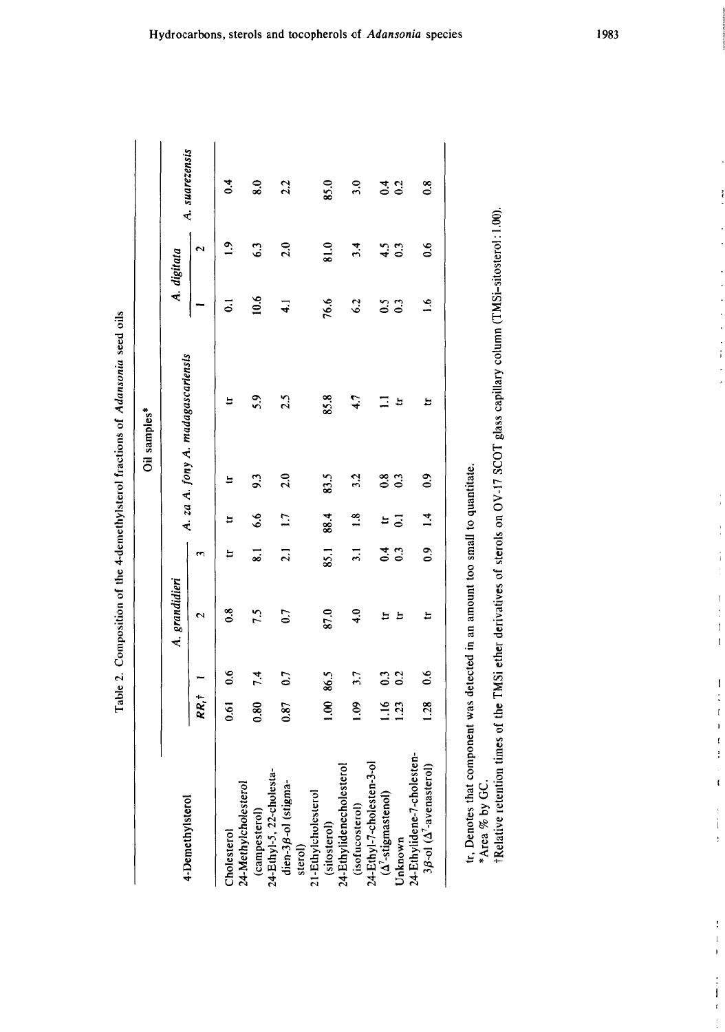Table 2. Composition of the 4-demethylsterol fractions of *Adansonia* seed oils

| 4-Demethylsterol | $RR_t$† | *A. grandidieri* 1 | *A. grandidieri* 2 | *A. grandidieri* 3 | *A. za* | *A. fony* | *A. madagascariensis* | *A. digitata* 1 | *A. digitata* 2 | *A. suarezensis* |
|---|---|---|---|---|---|---|---|---|---|---|
| Cholesterol | 0.61 | 0.6 | 0.8 | tr | tr | tr | tr | 0.1 | 1.9 | 0.4 |
| 24-Methylcholesterol (campesterol) | 0.80 | 7.4 | 7.5 | 8.1 | 6.6 | 9.3 | 5.9 | 10.6 | 6.3 | 8.0 |
| 24-Ethyl-5, 22-cholestadien-3β-ol (stigmasterol) | 0.87 | 0.7 | 0.7 | 2.1 | 1.7 | 2.0 | 2.5 | 4.1 | 2.0 | 2.2 |
| 21-Ethylcholesterol (sitosterol) | 1.00 | 86.5 | 87.0 | 85.1 | 88.4 | 83.5 | 85.8 | 76.6 | 81.0 | 85.0 |
| 24-Ethylidenecholesterol (isofucosterol) | 1.09 | 3.7 | 4.0 | 3.1 | 1.8 | 3.2 | 4.7 | 6.2 | 3.4 | 3.0 |
| 24-Ethyl-7-cholesten-3-ol ($\Delta^7$-stigmastenol) | 1.16 | 0.3 | tr | 0.4 | tr | 0.8 | 1.1 | 0.5 | 4.5 | 0.4 |
| Unknown | 1.23 | 0.2 | tr | 0.3 | 0.1 | 0.3 | tr | 0.3 | 0.3 | 0.2 |
| 24-Ethylidene-7-cholesten-3β-ol ($\Delta^7$-avenasterol) | 1.28 | 0.6 | tr | 0.9 | 1.4 | 0.9 | tr | 1.6 | 0.6 | 0.8 |

Oil samples*

tr, Denotes that component was detected in an amount too small to quantitate.

*Area % by GC.

†Relative retention times of the TMSi ether derivatives of sterols on OV-17 SCOT glass capillary column (TMSi-sitosterol : 1.00).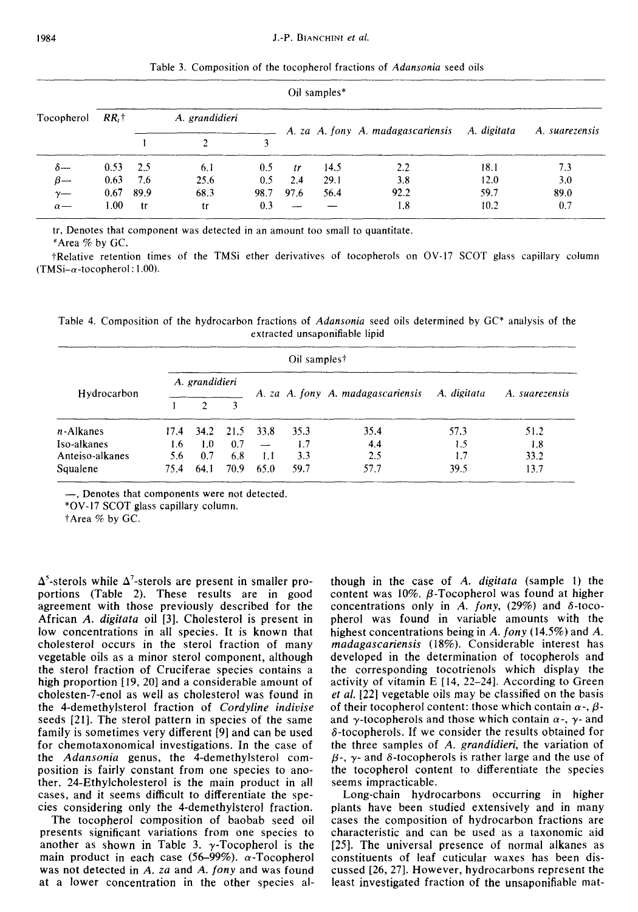Table 3. Composition of the tocopherol fractions of *Adansonia* seed oils

| Tocopherol | $RR_t$† | *A. grandidieri* | | | *A. za* | *A. fony* | *A. madagascariensis* | *A. digitata* | *A. suarezensis* |
|---|---|---|---|---|---|---|---|---|---|
| | | 1 | 2 | 3 | | | | | |
| δ— | 0.53 | 2.5 | 6.1 | 0.5 | *tr* | 14.5 | 2.2 | 18.1 | 7.3 |
| β— | 0.63 | 7.6 | 25.6 | 0.5 | 2.4 | 29.1 | 3.8 | 12.0 | 3.0 |
| γ— | 0.67 | 89.9 | 68.3 | 98.7 | 97.6 | 56.4 | 92.2 | 59.7 | 89.0 |
| α— | 1.00 | tr | tr | 0.3 | — | — | 1.8 | 10.2 | 0.7 |

tr, Denotes that component was detected in an amount too small to quantitate.

*Area % by GC.

†Relative retention times of the TMSi ether derivatives of tocopherols on OV-17 SCOT glass capillary column (TMSi–α-tocopherol: 1.00).

Table 4. Composition of the hydrocarbon fractions of *Adansonia* seed oils determined by GC* analysis of the extracted unsaponifiable lipid

| Hydrocarbon | *A. grandidieri* | | | *A. za* | *A. fony* | *A. madagascariensis* | *A. digitata* | *A. suarezensis* |
|---|---|---|---|---|---|---|---|---|
| | 1 | 2 | 3 | | | | | |
| *n*-Alkanes | 17.4 | 34.2 | 21.5 | 33.8 | 35.3 | 35.4 | 57.3 | 51.2 |
| Iso-alkanes | 1.6 | 1.0 | 0.7 | — | 1.7 | 4.4 | 1.5 | 1.8 |
| Anteiso-alkanes | 5.6 | 0.7 | 6.8 | 1.1 | 3.3 | 2.5 | 1.7 | 33.2 |
| Squalene | 75.4 | 64.1 | 70.9 | 65.0 | 59.7 | 57.7 | 39.5 | 13.7 |

—, Denotes that components were not detected.

*OV-17 SCOT glass capillary column.

†Area % by GC.

$\Delta^5$-sterols while $\Delta^7$-sterols are present in smaller proportions (Table 2). These results are in good agreement with those previously described for the African *A. digitata* oil [3]. Cholesterol is present in low concentrations in all species. It is known that cholesterol occurs in the sterol fraction of many vegetable oils as a minor sterol component, although the sterol fraction of Cruciferae species contains a high proportion [19, 20] and a considerable amount of cholesten-7-enol as well as cholesterol was found in the 4-demethylsterol fraction of *Cordyline indivise* seeds [21]. The sterol pattern in species of the same family is sometimes very different [9] and can be used for chemotaxonomical investigations. In the case of the *Adansonia* genus, the 4-demethylsterol composition is fairly constant from one species to another. 24-Ethylcholesterol is the main product in all cases, and it seems difficult to differentiate the species considering only the 4-demethylsterol fraction.

The tocopherol composition of baobab seed oil presents significant variations from one species to another as shown in Table 3. γ-Tocopherol is the main product in each case (56–99%). α-Tocopherol was not detected in *A. za* and *A. fony* and was found at a lower concentration in the other species although in the case of *A. digitata* (sample 1) the content was 10%. β-Tocopherol was found at higher concentrations only in *A. fony*, (29%) and δ-tocopherol was found in variable amounts with the highest concentrations being in *A. fony* (14.5%) and *A. madagascariensis* (18%). Considerable interest has developed in the determination of tocopherols and the corresponding tocotrienols which display the activity of vitamin E [14, 22–24]. According to Green *et al.* [22] vegetable oils may be classified on the basis of their tocopherol content: those which contain α-, β- and γ-tocopherols and those which contain α-, γ- and δ-tocopherols. If we consider the results obtained for the three samples of *A. grandidieri*, the variation of β-, γ- and δ-tocopherols is rather large and the use of the tocopherol content to differentiate the species seems impracticable.

Long-chain hydrocarbons occurring in higher plants have been studied extensively and in many cases the composition of hydrocarbon fractions are characteristic and can be used as a taxonomic aid [25]. The universal presence of normal alkanes as constituents of leaf cuticular waxes has been discussed [26, 27]. However, hydrocarbons represent the least investigated fraction of the unsaponifiable mat-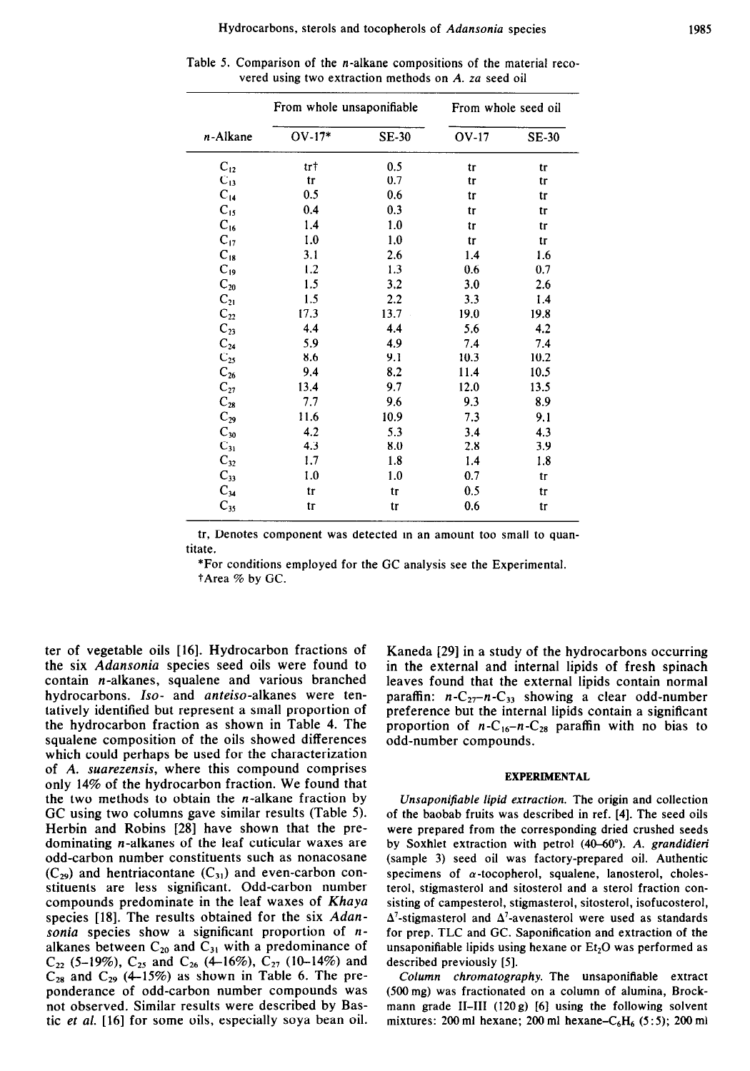Table 5. Comparison of the *n*-alkane compositions of the material recovered using two extraction methods on *A. za* seed oil

| *n*-Alkane | From whole unsaponifiable | | From whole seed oil | |
|---|---|---|---|---|
| | OV-17* | SE-30 | OV-17 | SE-30 |
| $C_{12}$ | tr† | 0.5 | tr | tr |
| $C_{13}$ | tr | 0.7 | tr | tr |
| $C_{14}$ | 0.5 | 0.6 | tr | tr |
| $C_{15}$ | 0.4 | 0.3 | tr | tr |
| $C_{16}$ | 1.4 | 1.0 | tr | tr |
| $C_{17}$ | 1.0 | 1.0 | tr | tr |
| $C_{18}$ | 3.1 | 2.6 | 1.4 | 1.6 |
| $C_{19}$ | 1.2 | 1.3 | 0.6 | 0.7 |
| $C_{20}$ | 1.5 | 3.2 | 3.0 | 2.6 |
| $C_{21}$ | 1.5 | 2.2 | 3.3 | 1.4 |
| $C_{22}$ | 17.3 | 13.7 | 19.0 | 19.8 |
| $C_{23}$ | 4.4 | 4.4 | 5.6 | 4.2 |
| $C_{24}$ | 5.9 | 4.9 | 7.4 | 7.4 |
| $C_{25}$ | 8.6 | 9.1 | 10.3 | 10.2 |
| $C_{26}$ | 9.4 | 8.2 | 11.4 | 10.5 |
| $C_{27}$ | 13.4 | 9.7 | 12.0 | 13.5 |
| $C_{28}$ | 7.7 | 9.6 | 9.3 | 8.9 |
| $C_{29}$ | 11.6 | 10.9 | 7.3 | 9.1 |
| $C_{30}$ | 4.2 | 5.3 | 3.4 | 4.3 |
| $C_{31}$ | 4.3 | 8.0 | 2.8 | 3.9 |
| $C_{32}$ | 1.7 | 1.8 | 1.4 | 1.8 |
| $C_{33}$ | 1.0 | 1.0 | 0.7 | tr |
| $C_{34}$ | tr | tr | 0.5 | tr |
| $C_{35}$ | tr | tr | 0.6 | tr |

tr, Denotes component was detected in an amount too small to quantitate.

*For conditions employed for the GC analysis see the Experimental.

†Area % by GC.

ter of vegetable oils [16]. Hydrocarbon fractions of the six *Adansonia* species seed oils were found to contain *n*-alkanes, squalene and various branched hydrocarbons. *Iso*- and *anteiso*-alkanes were tentatively identified but represent a small proportion of the hydrocarbon fraction as shown in Table 4. The squalene composition of the oils showed differences which could perhaps be used for the characterization of *A. suarezensis*, where this compound comprises only 14% of the hydrocarbon fraction. We found that the two methods to obtain the *n*-alkane fraction by GC using two columns gave similar results (Table 5). Herbin and Robins [28] have shown that the predominating *n*-alkanes of the leaf cuticular waxes are odd-carbon number constituents such as nonacosane ($C_{29}$) and hentriacontane ($C_{31}$) and even-carbon constituents are less significant. Odd-carbon number compounds predominate in the leaf waxes of *Khaya* species [18]. The results obtained for the six *Adansonia* species show a significant proportion of *n*-alkanes between $C_{20}$ and $C_{31}$ with a predominance of $C_{22}$ (5–19%), $C_{25}$ and $C_{26}$ (4–16%), $C_{27}$ (10–14%) and $C_{28}$ and $C_{29}$ (4–15%) as shown in Table 6. The preponderance of odd-carbon number compounds was not observed. Similar results were described by Bastic *et al.* [16] for some oils, especially soya bean oil. Kaneda [29] in a study of the hydrocarbons occurring in the external and internal lipids of fresh spinach leaves found that the external lipids contain normal paraffin: *n*-$C_{27}$–*n*-$C_{33}$ showing a clear odd-number preference but the internal lipids contain a significant proportion of *n*-$C_{16}$–*n*-$C_{28}$ paraffin with no bias to odd-number compounds.

## EXPERIMENTAL

*Unsaponifiable lipid extraction.* The origin and collection of the baobab fruits was described in ref. [4]. The seed oils were prepared from the corresponding dried crushed seeds by Soxhlet extraction with petrol (40–60°). *A. grandidieri* (sample 3) seed oil was factory-prepared oil. Authentic specimens of α-tocopherol, squalene, lanosterol, cholesterol, stigmasterol and sitosterol and a sterol fraction consisting of campesterol, stigmasterol, sitosterol, isofucosterol, $\Delta^7$-stigmasterol and $\Delta^7$-avenasterol were used as standards for prep. TLC and GC. Saponification and extraction of the unsaponifiable lipids using hexane or $Et_2O$ was performed as described previously [5].

*Column chromatography.* The unsaponifiable extract (500 mg) was fractionated on a column of alumina, Brockmann grade II–III (120 g) [6] using the following solvent mixtures: 200 ml hexane; 200 ml hexane–$C_6H_6$ (5:5); 200 ml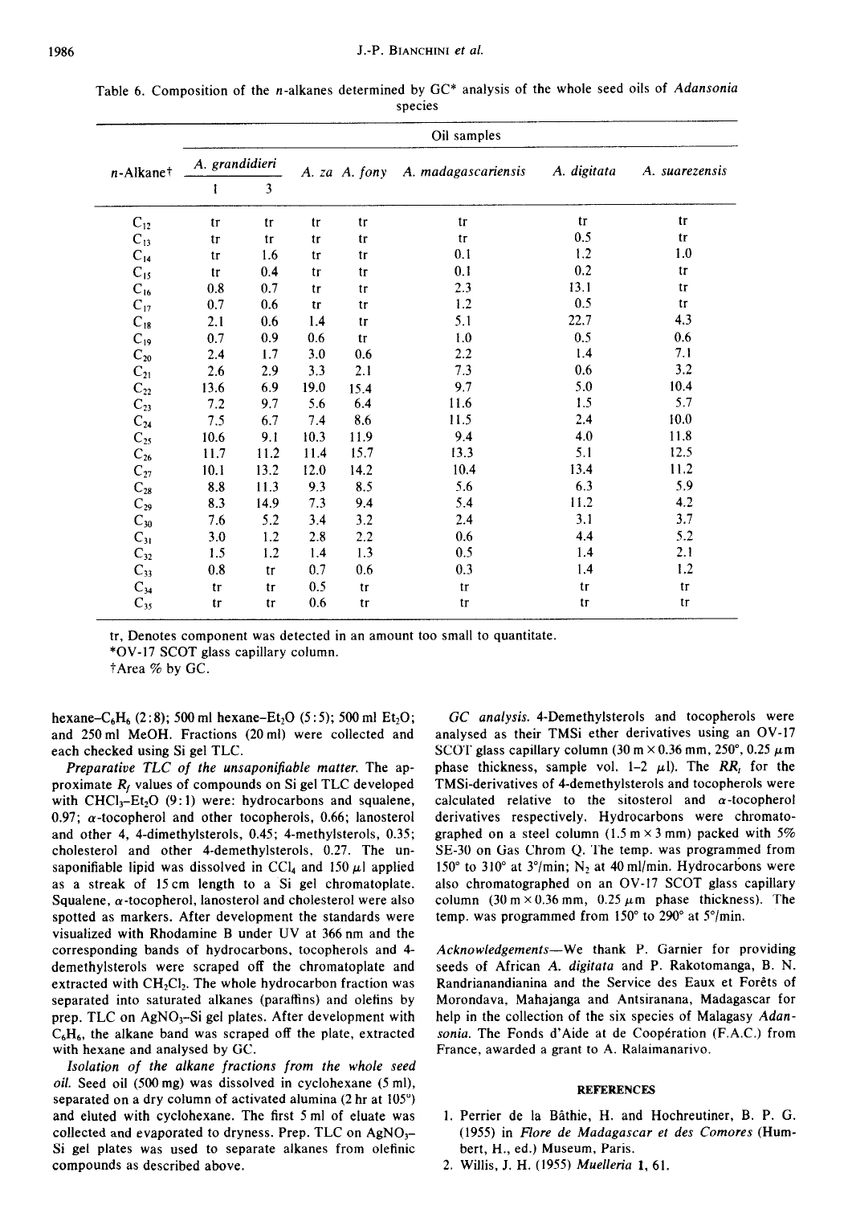Table 6. Composition of the *n*-alkanes determined by GC* analysis of the whole seed oils of *Adansonia* species

| *n*-Alkane† | Oil samples | | | | | | |
|---|---|---|---|---|---|---|---|
| | *A. grandidieri* | | *A. za* | *A. fony* | *A. madagascariensis* | *A. digitata* | *A. suarezensis* |
| | 1 | 3 | | | | | |
| $C_{12}$ | tr | tr | tr | tr | tr | tr | tr |
| $C_{13}$ | tr | tr | tr | tr | tr | 0.5 | tr |
| $C_{14}$ | tr | 1.6 | tr | tr | 0.1 | 1.2 | 1.0 |
| $C_{15}$ | tr | 0.4 | tr | tr | 0.1 | 0.2 | tr |
| $C_{16}$ | 0.8 | 0.7 | tr | tr | 2.3 | 13.1 | tr |
| $C_{17}$ | 0.7 | 0.6 | tr | tr | 1.2 | 0.5 | tr |
| $C_{18}$ | 2.1 | 0.6 | 1.4 | tr | 5.1 | 22.7 | 4.3 |
| $C_{19}$ | 0.7 | 0.9 | 0.6 | tr | 1.0 | 0.5 | 0.6 |
| $C_{20}$ | 2.4 | 1.7 | 3.0 | 0.6 | 2.2 | 1.4 | 7.1 |
| $C_{21}$ | 2.6 | 2.9 | 3.3 | 2.1 | 7.3 | 0.6 | 3.2 |
| $C_{22}$ | 13.6 | 6.9 | 19.0 | 15.4 | 9.7 | 5.0 | 10.4 |
| $C_{23}$ | 7.2 | 9.7 | 5.6 | 6.4 | 11.6 | 1.5 | 5.7 |
| $C_{24}$ | 7.5 | 6.7 | 7.4 | 8.6 | 11.5 | 2.4 | 10.0 |
| $C_{25}$ | 10.6 | 9.1 | 10.3 | 11.9 | 9.4 | 4.0 | 11.8 |
| $C_{26}$ | 11.7 | 11.2 | 11.4 | 15.7 | 13.3 | 5.1 | 12.5 |
| $C_{27}$ | 10.1 | 13.2 | 12.0 | 14.2 | 10.4 | 13.4 | 11.2 |
| $C_{28}$ | 8.8 | 11.3 | 9.3 | 8.5 | 5.6 | 6.3 | 5.9 |
| $C_{29}$ | 8.3 | 14.9 | 7.3 | 9.4 | 5.4 | 11.2 | 4.2 |
| $C_{30}$ | 7.6 | 5.2 | 3.4 | 3.2 | 2.4 | 3.1 | 3.7 |
| $C_{31}$ | 3.0 | 1.2 | 2.8 | 2.2 | 0.6 | 4.4 | 5.2 |
| $C_{32}$ | 1.5 | 1.2 | 1.4 | 1.3 | 0.5 | 1.4 | 2.1 |
| $C_{33}$ | 0.8 | tr | 0.7 | 0.6 | 0.3 | 1.4 | 1.2 |
| $C_{34}$ | tr | tr | 0.5 | tr | tr | tr | tr |
| $C_{35}$ | tr | tr | 0.6 | tr | tr | tr | tr |

tr, Denotes component was detected in an amount too small to quantitate.
*OV-17 SCOT glass capillary column.
†Area % by GC.

hexane–$C_6H_6$ (2:8); 500 ml hexane–$Et_2O$ (5:5); 500 ml $Et_2O$; and 250 ml MeOH. Fractions (20 ml) were collected and each checked using Si gel TLC.

*Preparative TLC of the unsaponifiable matter.* The approximate $R_f$ values of compounds on Si gel TLC developed with $CHCl_3$–$Et_2O$ (9:1) were: hydrocarbons and squalene, 0.97; $\alpha$-tocopherol and other tocopherols, 0.66; lanosterol and other 4, 4-dimethylsterols, 0.45; 4-methylsterols, 0.35; cholesterol and other 4-demethylsterols, 0.27. The unsaponifiable lipid was dissolved in $CCl_4$ and 150 $\mu$l applied as a streak of 15 cm length to a Si gel chromatoplate. Squalene, $\alpha$-tocopherol, lanosterol and cholesterol were also spotted as markers. After development the standards were visualized with Rhodamine B under UV at 366 nm and the corresponding bands of hydrocarbons, tocopherols and 4-demethylsterols were scraped off the chromatoplate and extracted with $CH_2Cl_2$. The whole hydrocarbon fraction was separated into saturated alkanes (paraffins) and olefins by prep. TLC on $AgNO_3$–Si gel plates. After development with $C_6H_6$, the alkane band was scraped off the plate, extracted with hexane and analysed by GC.

*Isolation of the alkane fractions from the whole seed oil.* Seed oil (500 mg) was dissolved in cyclohexane (5 ml), separated on a dry column of activated alumina (2 hr at 105°) and eluted with cyclohexane. The first 5 ml of eluate was collected and evaporated to dryness. Prep. TLC on $AgNO_3$–Si gel plates was used to separate alkanes from olefinic compounds as described above.

*GC analysis.* 4-Demethylsterols and tocopherols were analysed as their TMSi ether derivatives using an OV-17 SCOT glass capillary column (30 m × 0.36 mm, 250°, 0.25 $\mu$m phase thickness, sample vol. 1–2 $\mu$l). The $RR_t$ for the TMSi-derivatives of 4-demethylsterols and tocopherols were calculated relative to the sitosterol and $\alpha$-tocopherol derivatives respectively. Hydrocarbons were chromatographed on a steel column (1.5 m × 3 mm) packed with 5% SE-30 on Gas Chrom Q. The temp. was programmed from 150° to 310° at 3°/min; $N_2$ at 40 ml/min. Hydrocarbons were also chromatographed on an OV-17 SCOT glass capillary column (30 m × 0.36 mm, 0.25 $\mu$m phase thickness). The temp. was programmed from 150° to 290° at 5°/min.

*Acknowledgements*—We thank P. Garnier for providing seeds of African *A. digitata* and P. Rakotomanga, B. N. Randrianandianina and the Service des Eaux et Forêts of Morondava, Mahajanga and Antsiranana, Madagascar for help in the collection of the six species of Malagasy *Adansonia*. The Fonds d'Aide at de Coopération (F.A.C.) from France, awarded a grant to A. Ralaimanarivo.

## REFERENCES

1. Perrier de la Bâthie, H. and Hochreutiner, B. P. G. (1955) in *Flore de Madagascar et des Comores* (Humbert, H., ed.) Museum, Paris.
2. Willis, J. H. (1955) *Muelleria* **1**, 61.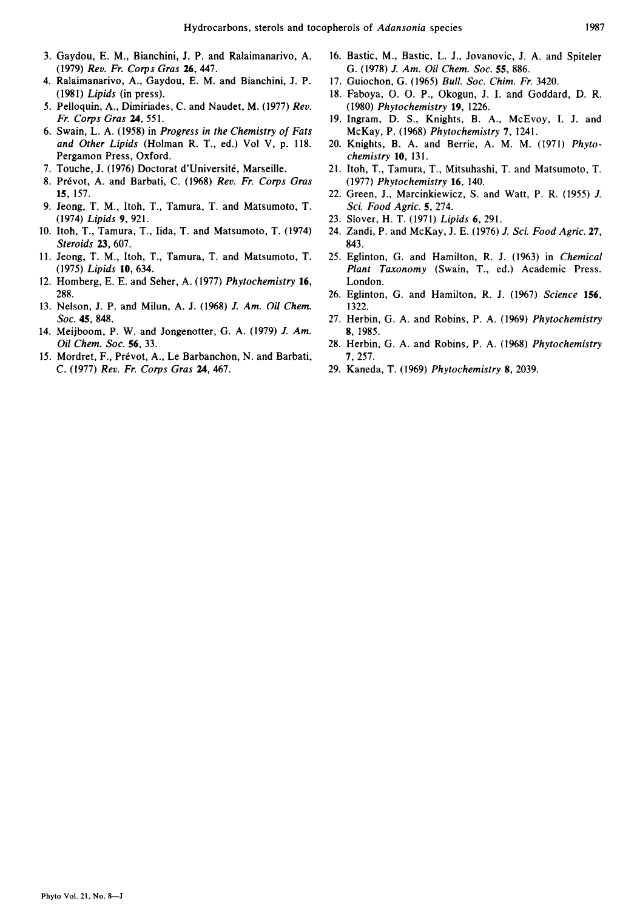3. Gaydou, E. M., Bianchini, J. P. and Ralaimanarivo, A. (1979) *Rev. Fr. Corps Gras* **26**, 447.
4. Ralaimanarivo, A., Gaydou, E. M. and Bianchini, J. P. (1981) *Lipids* (in press).
5. Pelloquin, A., Dimiriades, C. and Naudet, M. (1977) *Rev. Fr. Corps Gras* **24**, 551.
6. Swain, L. A. (1958) in *Progress in the Chemistry of Fats and Other Lipids* (Holman R. T., ed.) Vol V, p. 118. Pergamon Press, Oxford.
7. Touche, J. (1976) Doctorat d'Université, Marseille.
8. Prévot, A. and Barbati, C. (1968) *Rev. Fr. Corps Gras* **15**, 157.
9. Jeong, T. M., Itoh, T., Tamura, T. and Matsumoto, T. (1974) *Lipids* **9**, 921.
10. Itoh, T., Tamura, T., Iida, T. and Matsumoto, T. (1974) *Steroids* **23**, 607.
11. Jeong, T. M., Itoh, T., Tamura, T. and Matsumoto, T. (1975) *Lipids* **10**, 634.
12. Homberg, E. E. and Seher, A. (1977) *Phytochemistry* **16**, 288.
13. Nelson, J. P. and Milun, A. J. (1968) *J. Am. Oil Chem. Soc.* **45**, 848.
14. Meijboom, P. W. and Jongenotter, G. A. (1979) *J. Am. Oil Chem. Soc.* **56**, 33.
15. Mordret, F., Prévot, A., Le Barbanchon, N. and Barbati, C. (1977) *Rev. Fr. Corps Gras* **24**, 467.
16. Bastic, M., Bastic, L. J., Jovanovic, J. A. and Spiteler G. (1978) *J. Am. Oil Chem. Soc.* **55**, 886.
17. Guiochon, G. (1965) *Bull. Soc. Chim. Fr.* 3420.
18. Faboya, O. O. P., Okogun, J. I. and Goddard, D. R. (1980) *Phytochemistry* **19**, 1226.
19. Ingram, D. S., Knights, B. A., McEvoy, I. J. and McKay, P. (1968) *Phytochemistry* **7**, 1241.
20. Knights, B. A. and Berrie, A. M. M. (1971) *Phytochemistry* **10**, 131.
21. Itoh, T., Tamura, T., Mitsuhashi, T. and Matsumoto, T. (1977) *Phytochemistry* **16**, 140.
22. Green, J., Marcinkiewicz, S. and Watt, P. R. (1955) *J. Sci. Food Agric.* **5**, 274.
23. Slover, H. T. (1971) *Lipids* **6**, 291.
24. Zandi, P. and McKay, J. E. (1976) *J. Sci. Food Agric.* **27**, 843.
25. Eglinton, G. and Hamilton, R. J. (1963) in *Chemical Plant Taxonomy* (Swain, T., ed.) Academic Press. London.
26. Eglinton, G. and Hamilton, R. J. (1967) *Science* **156**, 1322.
27. Herbin, G. A. and Robins, P. A. (1969) *Phytochemistry* **8**, 1985.
28. Herbin, G. A. and Robins, P. A. (1968) *Phytochemistry* **7**, 257.
29. Kaneda, T. (1969) *Phytochemistry* **8**, 2039.